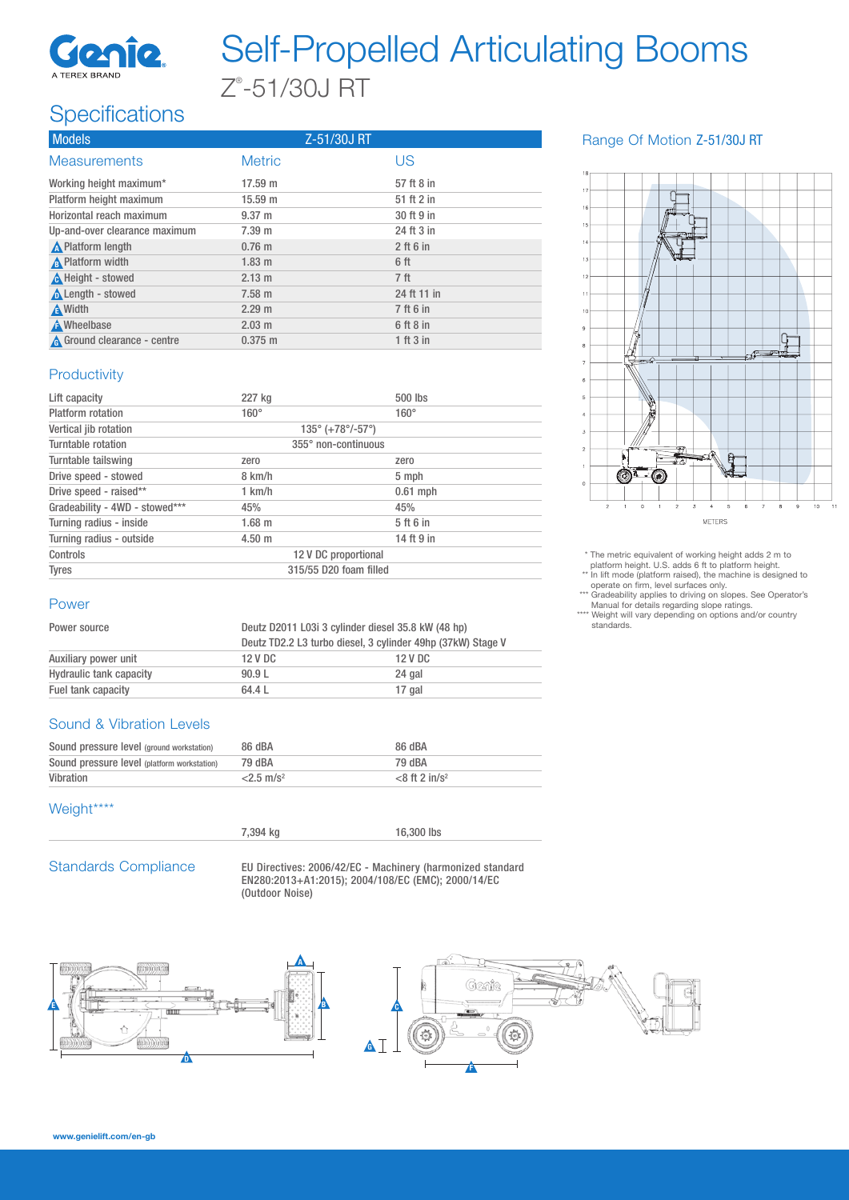# Self-Propelled Articulating Booms

## Z®-51/30J RT

## Specifications

| Models | Z-51/30J RT | |
|---|---|---|
| Measurements | Metric | US |
| Working height maximum* | 17.59 m | 57 ft 8 in |
| Platform height maximum | 15.59 m | 51 ft 2 in |
| Horizontal reach maximum | 9.37 m | 30 ft 9 in |
| Up-and-over clearance maximum | 7.39 m | 24 ft 3 in |
| A Platform length | 0.76 m | 2 ft 6 in |
| B Platform width | 1.83 m | 6 ft |
| C Height - stowed | 2.13 m | 7 ft |
| D Length - stowed | 7.58 m | 24 ft 11 in |
| E Width | 2.29 m | 7 ft 6 in |
| F Wheelbase | 2.03 m | 6 ft 8 in |
| G Ground clearance - centre | 0.375 m | 1 ft 3 in |

### Productivity

| | | |
|---|---|---|
| Lift capacity | 227 kg | 500 lbs |
| Platform rotation | 160° | 160° |
| Vertical jib rotation | 135° (+78°/-57°) | |
| Turntable rotation | 355° non-continuous | |
| Turntable tailswing | zero | zero |
| Drive speed - stowed | 8 km/h | 5 mph |
| Drive speed - raised** | 1 km/h | 0.61 mph |
| Gradeability - 4WD - stowed*** | 45% | 45% |
| Turning radius - inside | 1.68 m | 5 ft 6 in |
| Turning radius - outside | 4.50 m | 14 ft 9 in |
| Controls | 12 V DC proportional | |
| Tyres | 315/55 D20 foam filled | |

### Power

| | | |
|---|---|---|
| Power source | Deutz D2011 L03i 3 cylinder diesel 35.8 kW (48 hp)<br>Deutz TD2.2 L3 turbo diesel, 3 cylinder 49hp (37kW) Stage V | |
| Auxiliary power unit | 12 V DC | 12 V DC |
| Hydraulic tank capacity | 90.9 L | 24 gal |
| Fuel tank capacity | 64.4 L | 17 gal |

### Sound & Vibration Levels

| | | |
|---|---|---|
| Sound pressure level (ground workstation) | 86 dBA | 86 dBA |
| Sound pressure level (platform workstation) | 79 dBA | 79 dBA |
| Vibration | <2.5 m/s² | <8 ft 2 in/s² |

### Weight****

| | |
|---|---|
| 7,394 kg | 16,300 lbs |

### Standards Compliance

EU Directives: 2006/42/EC - Machinery (harmonized standard EN280:2013+A1:2015); 2004/108/EC (EMC); 2000/14/EC (Outdoor Noise)

### Range Of Motion Z-51/30J RT

METERS

\* The metric equivalent of working height adds 2 m to platform height. U.S. adds 6 ft to platform height.
\*\* In lift mode (platform raised), the machine is designed to operate on firm, level surfaces only.
\*\*\* Gradeability applies to driving on slopes. See Operator's Manual for details regarding slope ratings.
\*\*\*\* Weight will vary depending on options and/or country standards.

www.genielift.com/en-gb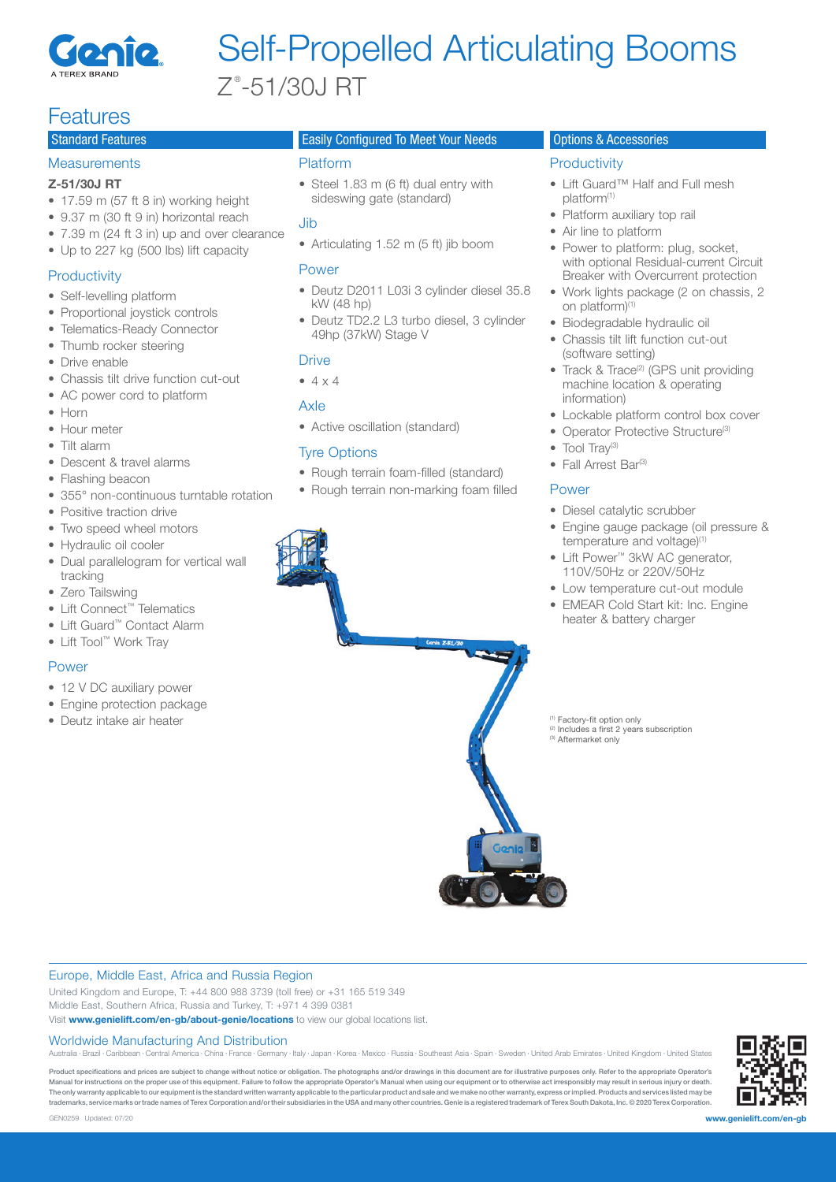# Self-Propelled Articulating Booms

## Z®-51/30J RT

## Features

### Standard Features

#### Measurements

**Z-51/30J RT**

- 17.59 m (57 ft 8 in) working height
- 9.37 m (30 ft 9 in) horizontal reach
- 7.39 m (24 ft 3 in) up and over clearance
- Up to 227 kg (500 lbs) lift capacity

#### Productivity

- Self-levelling platform
- Proportional joystick controls
- Telematics-Ready Connector
- Thumb rocker steering
- Drive enable
- Chassis tilt drive function cut-out
- AC power cord to platform
- Horn
- Hour meter
- Tilt alarm
- Descent & travel alarms
- Flashing beacon
- 355° non-continuous turntable rotation
- Positive traction drive
- Two speed wheel motors
- Hydraulic oil cooler
- Dual parallelogram for vertical wall tracking
- Zero Tailswing
- Lift Connect™ Telematics
- Lift Guard™ Contact Alarm
- Lift Tool™ Work Tray

#### Power

- 12 V DC auxiliary power
- Engine protection package
- Deutz intake air heater

### Easily Configured To Meet Your Needs

#### Platform

- Steel 1.83 m (6 ft) dual entry with sideswing gate (standard)

#### Jib

- Articulating 1.52 m (5 ft) jib boom

#### Power

- Deutz D2011 L03i 3 cylinder diesel 35.8 kW (48 hp)
- Deutz TD2.2 L3 turbo diesel, 3 cylinder 49hp (37kW) Stage V

#### Drive

- 4 x 4

#### Axle

- Active oscillation (standard)

#### Tyre Options

- Rough terrain foam-filled (standard)
- Rough terrain non-marking foam filled

### Options & Accessories

#### Productivity

- Lift Guard™ Half and Full mesh platform[1]
- Platform auxiliary top rail
- Air line to platform
- Power to platform: plug, socket, with optional Residual-current Circuit Breaker with Overcurrent protection
- Work lights package (2 on chassis, 2 on platform)[1]
- Biodegradable hydraulic oil
- Chassis tilt lift function cut-out (software setting)
- Track & Trace[2] (GPS unit providing machine location & operating information)
- Lockable platform control box cover
- Operator Protective Structure[3]
- Tool Tray[3]
- Fall Arrest Bar[3]

#### Power

- Diesel catalytic scrubber
- Engine gauge package (oil pressure & temperature and voltage)[1]
- Lift Power™ 3kW AC generator, 110V/50Hz or 220V/50Hz
- Low temperature cut-out module
- EMEAR Cold Start kit: Inc. Engine heater & battery charger

[1] Factory-fit option only
[2] Includes a first 2 years subscription
[3] Aftermarket only

### Europe, Middle East, Africa and Russia Region

United Kingdom and Europe, T: +44 800 988 3739 (toll free) or +31 165 519 349
Middle East, Southern Africa, Russia and Turkey, T: +971 4 399 0381
Visit **www.genielift.com/en-gb/about-genie/locations** to view our global locations list.

### Worldwide Manufacturing And Distribution

Australia · Brazil · Caribbean · Central America · China · France · Germany · Italy · Japan · Korea · Mexico · Russia · Southeast Asia · Spain · Sweden · United Arab Emirates · United Kingdom · United States

Product specifications and prices are subject to change without notice or obligation. The photographs and/or drawings in this document are for illustrative purposes only. Refer to the appropriate Operator's Manual for instructions on the proper use of this equipment. Failure to follow the appropriate Operator's Manual when using our equipment or to otherwise act irresponsibly may result in serious injury or death. The only warranty applicable to our equipment is the standard written warranty applicable to the particular product and sale and we make no other warranty, express or implied. Products and services listed may be trademarks, service marks or trade names of Terex Corporation and/or their subsidiaries in the USA and many other countries. Genie is a registered trademark of Terex South Dakota, Inc. © 2020 Terex Corporation.

GEN0259 Updated: 07/20

**www.genielift.com/en-gb**